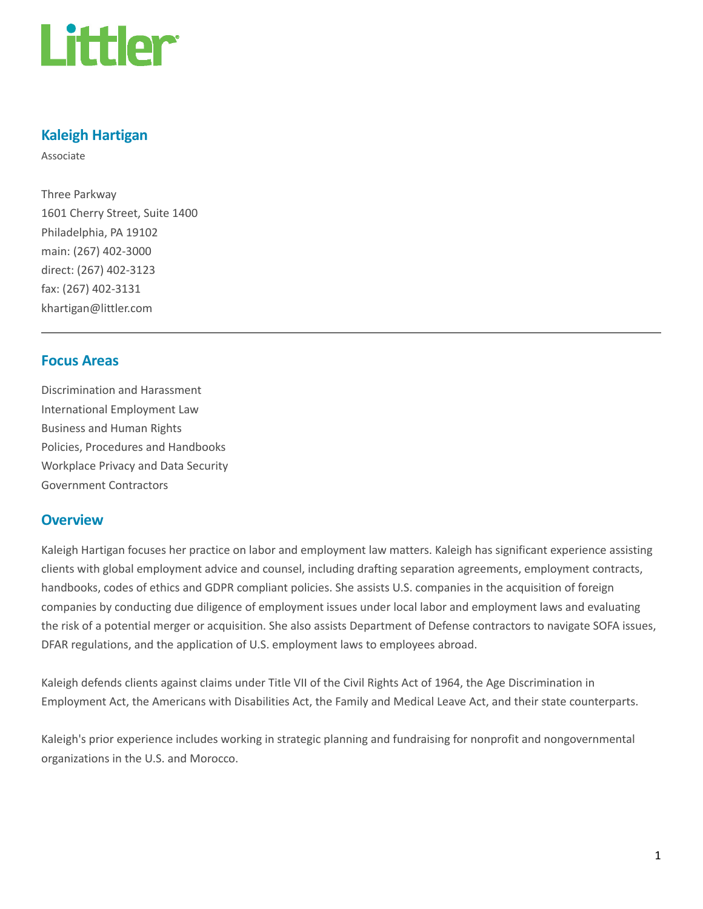# Kaleigh Hartigan

Associate

Three Parkway
1601 Cherry Street, Suite 1400
Philadelphia, PA 19102
main: (267) 402-3000
direct: (267) 402-3123
fax: (267) 402-3131
khartigan@littler.com

---

## Focus Areas

Discrimination and Harassment
International Employment Law
Business and Human Rights
Policies, Procedures and Handbooks
Workplace Privacy and Data Security
Government Contractors

## Overview

Kaleigh Hartigan focuses her practice on labor and employment law matters. Kaleigh has significant experience assisting clients with global employment advice and counsel, including drafting separation agreements, employment contracts, handbooks, codes of ethics and GDPR compliant policies. She assists U.S. companies in the acquisition of foreign companies by conducting due diligence of employment issues under local labor and employment laws and evaluating the risk of a potential merger or acquisition. She also assists Department of Defense contractors to navigate SOFA issues, DFAR regulations, and the application of U.S. employment laws to employees abroad.

Kaleigh defends clients against claims under Title VII of the Civil Rights Act of 1964, the Age Discrimination in Employment Act, the Americans with Disabilities Act, the Family and Medical Leave Act, and their state counterparts.

Kaleigh's prior experience includes working in strategic planning and fundraising for nonprofit and nongovernmental organizations in the U.S. and Morocco.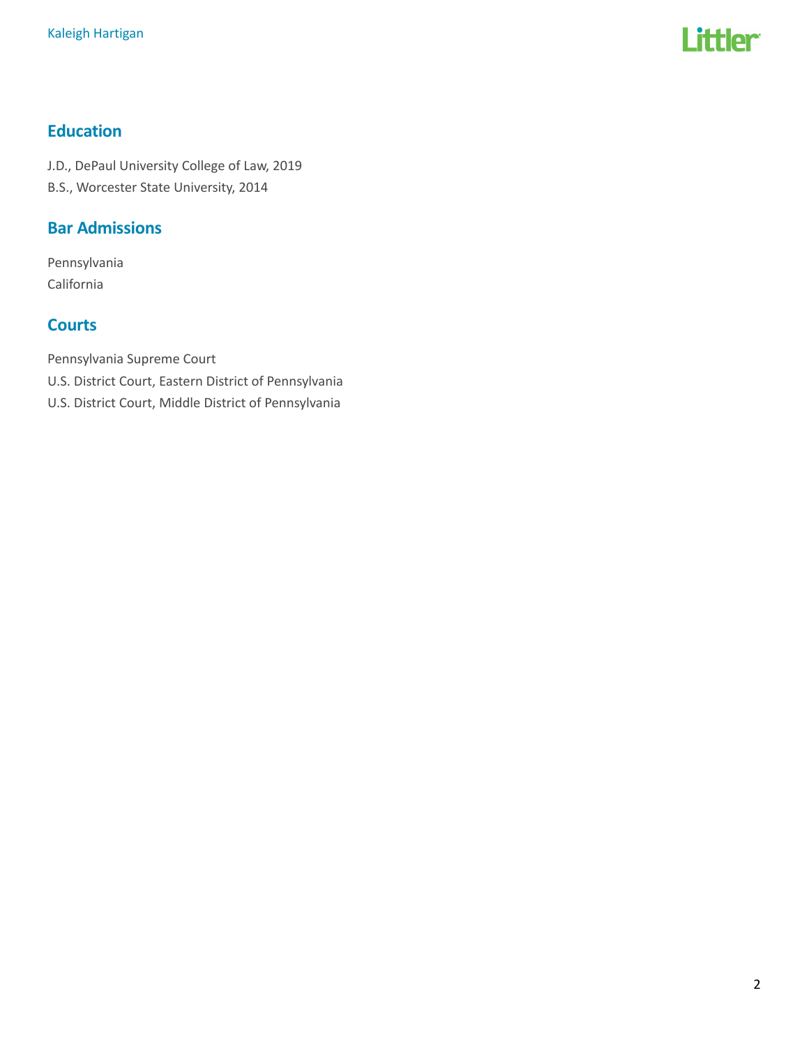## Education

J.D., DePaul University College of Law, 2019
B.S., Worcester State University, 2014

## Bar Admissions

Pennsylvania
California

## Courts

Pennsylvania Supreme Court
U.S. District Court, Eastern District of Pennsylvania
U.S. District Court, Middle District of Pennsylvania